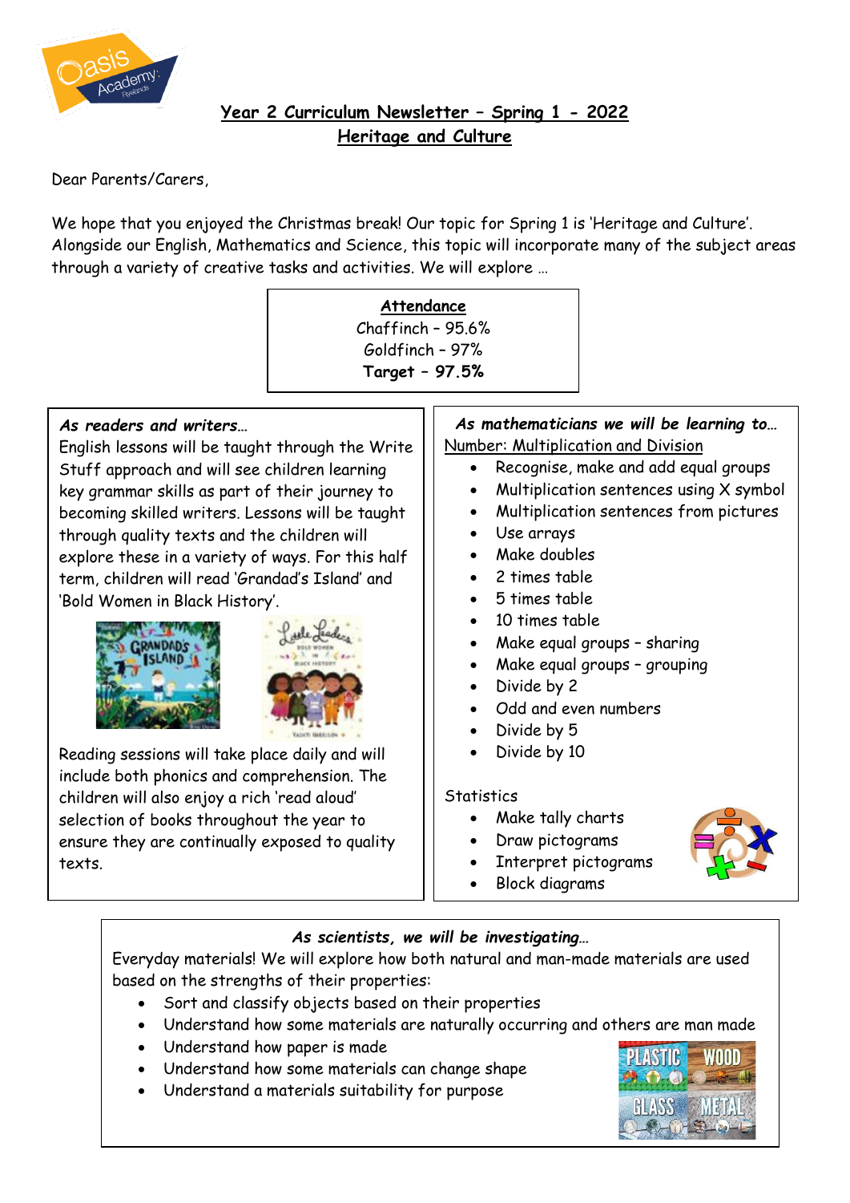# Year 2 Curriculum Newsletter – Spring 1 - 2022

## Heritage and Culture

Dear Parents/Carers,

We hope that you enjoyed the Christmas break! Our topic for Spring 1 is 'Heritage and Culture'. Alongside our English, Mathematics and Science, this topic will incorporate many of the subject areas through a variety of creative tasks and activities. We will explore …

**Attendance**

Chaffinch – 95.6%
Goldfinch – 97%
**Target – 97.5%**

### *As readers and writers…*

English lessons will be taught through the Write Stuff approach and will see children learning key grammar skills as part of their journey to becoming skilled writers. Lessons will be taught through quality texts and the children will explore these in a variety of ways. For this half term, children will read 'Grandad's Island' and 'Bold Women in Black History'.

Reading sessions will take place daily and will include both phonics and comprehension. The children will also enjoy a rich 'read aloud' selection of books throughout the year to ensure they are continually exposed to quality texts.

### *As mathematicians we will be learning to…*

Number: Multiplication and Division

- Recognise, make and add equal groups
- Multiplication sentences using X symbol
- Multiplication sentences from pictures
- Use arrays
- Make doubles
- 2 times table
- 5 times table
- 10 times table
- Make equal groups – sharing
- Make equal groups – grouping
- Divide by 2
- Odd and even numbers
- Divide by 5
- Divide by 10

Statistics

- Make tally charts
- Draw pictograms
- Interpret pictograms
- Block diagrams

### *As scientists, we will be investigating…*

Everyday materials! We will explore how both natural and man-made materials are used based on the strengths of their properties:

- Sort and classify objects based on their properties
- Understand how some materials are naturally occurring and others are man made
- Understand how paper is made
- Understand how some materials can change shape
- Understand a materials suitability for purpose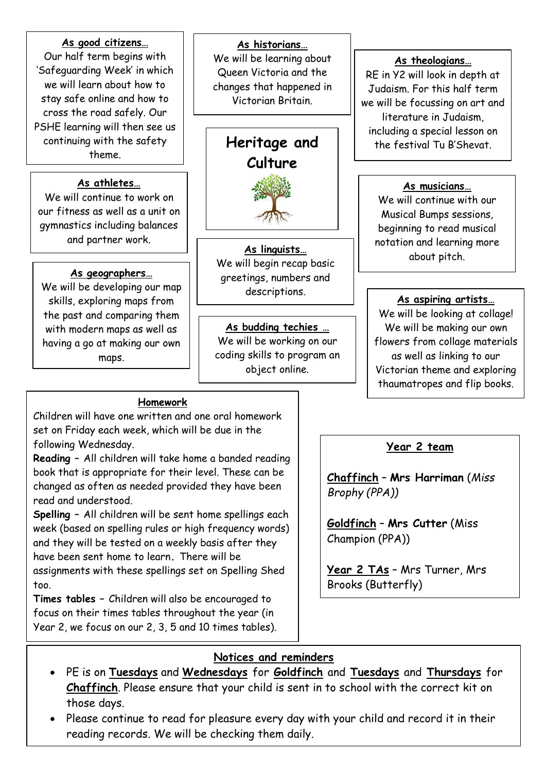**As good citizens…**

Our half term begins with 'Safeguarding Week' in which we will learn about how to stay safe online and how to cross the road safely. Our PSHE learning will then see us continuing with the safety theme.

**As historians…**

We will be learning about Queen Victoria and the changes that happened in Victorian Britain.

**As theologians…**

RE in Y2 will look in depth at Judaism. For this half term we will be focussing on art and literature in Judaism, including a special lesson on the festival Tu B'Shevat.

# Heritage and Culture

**As athletes…**

We will continue to work on our fitness as well as a unit on gymnastics including balances and partner work.

**As musicians…**

We will continue with our Musical Bumps sessions, beginning to read musical notation and learning more about pitch.

**As linguists…**

We will begin recap basic greetings, numbers and descriptions.

**As geographers…**

We will be developing our map skills, exploring maps from the past and comparing them with modern maps as well as having a go at making our own maps.

**As aspiring artists…**

We will be looking at collage! We will be making our own flowers from collage materials as well as linking to our Victorian theme and exploring thaumatropes and flip books.

**As budding techies …**

We will be working on our coding skills to program an object online.

**Homework**

Children will have one written and one oral homework set on Friday each week, which will be due in the following Wednesday.

**Reading** – All children will take home a banded reading book that is appropriate for their level. These can be changed as often as needed provided they have been read and understood.

**Spelling** – All children will be sent home spellings each week (based on spelling rules or high frequency words) and they will be tested on a weekly basis after they have been sent home to learn. There will be assignments with these spellings set on Spelling Shed too.

**Times tables** – Children will also be encouraged to focus on their times tables throughout the year (in Year 2, we focus on our 2, 3, 5 and 10 times tables).

**Year 2 team**

**Chaffinch** – **Mrs Harriman** (*Miss Brophy (PPA)*)

**Goldfinch** – **Mrs Cutter** (Miss Champion (PPA))

**Year 2 TAs** – Mrs Turner, Mrs Brooks (Butterfly)

**Notices and reminders**

- PE is on **Tuesdays** and **Wednesdays** for **Goldfinch** and **Tuesdays** and **Thursdays** for **Chaffinch**. Please ensure that your child is sent in to school with the correct kit on those days.
- Please continue to read for pleasure every day with your child and record it in their reading records. We will be checking them daily.